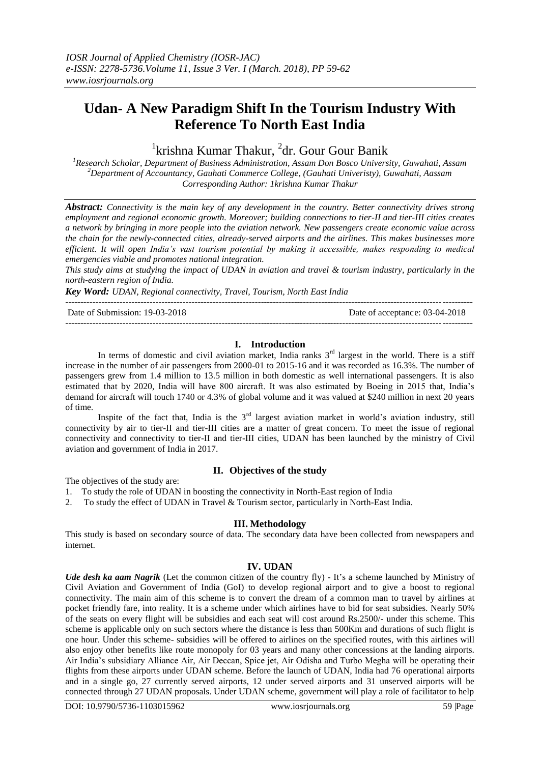# Udan- A New Paradigm Shift In the Tourism Industry With Reference To North East India

[1]krishna Kumar Thakur, [2]dr. Gour Gour Banik

[1]*Research Scholar, Department of Business Administration, Assam Don Bosco University, Guwahati, Assam*
[2]*Department of Accountancy, Gauhati Commerce College, (Gauhati Univeristy), Guwahati, Aassam*
*Corresponding Author: 1krishna Kumar Thakur*

***Abstract:*** *Connectivity is the main key of any development in the country. Better connectivity drives strong employment and regional economic growth. Moreover; building connections to tier-II and tier-III cities creates a network by bringing in more people into the aviation network. New passengers create economic value across the chain for the newly-connected cities, already-served airports and the airlines. This makes businesses more efficient. It will open India's vast tourism potential by making it accessible, makes responding to medical emergencies viable and promotes national integration.*

*This study aims at studying the impact of UDAN in aviation and travel & tourism industry, particularly in the north-eastern region of India.*

***Key Word:*** *UDAN, Regional connectivity, Travel, Tourism, North East India*

---

Date of Submission: 19-03-2018 Date of acceptance: 03-04-2018

---

## I. Introduction

In terms of domestic and civil aviation market, India ranks 3rd largest in the world. There is a stiff increase in the number of air passengers from 2000-01 to 2015-16 and it was recorded as 16.3%. The number of passengers grew from 1.4 million to 13.5 million in both domestic as well international passengers. It is also estimated that by 2020, India will have 800 aircraft. It was also estimated by Boeing in 2015 that, India's demand for aircraft will touch 1740 or 4.3% of global volume and it was valued at $240 million in next 20 years of time.

Inspite of the fact that, India is the 3rd largest aviation market in world's aviation industry, still connectivity by air to tier-II and tier-III cities are a matter of great concern. To meet the issue of regional connectivity and connectivity to tier-II and tier-III cities, UDAN has been launched by the ministry of Civil aviation and government of India in 2017.

## II. Objectives of the study

The objectives of the study are:

1. To study the role of UDAN in boosting the connectivity in North-East region of India
2. To study the effect of UDAN in Travel & Tourism sector, particularly in North-East India.

## III. Methodology

This study is based on secondary source of data. The secondary data have been collected from newspapers and internet.

## IV. UDAN

***Ude desh ka aam Nagrik*** (Let the common citizen of the country fly) - It's a scheme launched by Ministry of Civil Aviation and Government of India (GoI) to develop regional airport and to give a boost to regional connectivity. The main aim of this scheme is to convert the dream of a common man to travel by airlines at pocket friendly fare, into reality. It is a scheme under which airlines have to bid for seat subsidies. Nearly 50% of the seats on every flight will be subsidies and each seat will cost around Rs.2500/- under this scheme. This scheme is applicable only on such sectors where the distance is less than 500Km and durations of such flight is one hour. Under this scheme- subsidies will be offered to airlines on the specified routes, with this airlines will also enjoy other benefits like route monopoly for 03 years and many other concessions at the landing airports. Air India's subsidiary Alliance Air, Air Deccan, Spice jet, Air Odisha and Turbo Megha will be operating their flights from these airports under UDAN scheme. Before the launch of UDAN, India had 76 operational airports and in a single go, 27 currently served airports, 12 under served airports and 31 unserved airports will be connected through 27 UDAN proposals. Under UDAN scheme, government will play a role of facilitator to help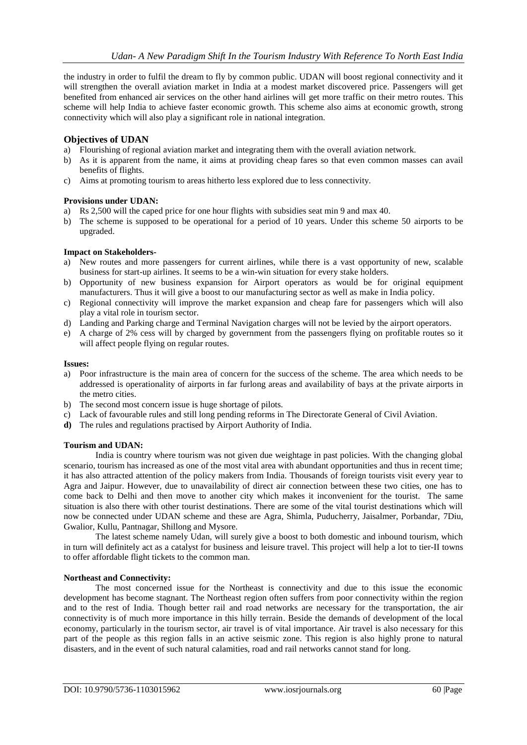the industry in order to fulfil the dream to fly by common public. UDAN will boost regional connectivity and it will strengthen the overall aviation market in India at a modest market discovered price. Passengers will get benefited from enhanced air services on the other hand airlines will get more traffic on their metro routes. This scheme will help India to achieve faster economic growth. This scheme also aims at economic growth, strong connectivity which will also play a significant role in national integration.

## Objectives of UDAN

a) Flourishing of regional aviation market and integrating them with the overall aviation network.
b) As it is apparent from the name, it aims at providing cheap fares so that even common masses can avail benefits of flights.
c) Aims at promoting tourism to areas hitherto less explored due to less connectivity.

**Provisions under UDAN:**

a) Rs 2,500 will the caped price for one hour flights with subsidies seat min 9 and max 40.
b) The scheme is supposed to be operational for a period of 10 years. Under this scheme 50 airports to be upgraded.

**Impact on Stakeholders-**

a) New routes and more passengers for current airlines, while there is a vast opportunity of new, scalable business for start-up airlines. It seems to be a win-win situation for every stake holders.
b) Opportunity of new business expansion for Airport operators as would be for original equipment manufacturers. Thus it will give a boost to our manufacturing sector as well as make in India policy.
c) Regional connectivity will improve the market expansion and cheap fare for passengers which will also play a vital role in tourism sector.
d) Landing and Parking charge and Terminal Navigation charges will not be levied by the airport operators.
e) A charge of 2% cess will by charged by government from the passengers flying on profitable routes so it will affect people flying on regular routes.

**Issues:**

a) Poor infrastructure is the main area of concern for the success of the scheme. The area which needs to be addressed is operationality of airports in far furlong areas and availability of bays at the private airports in the metro cities.
b) The second most concern issue is huge shortage of pilots.
c) Lack of favourable rules and still long pending reforms in The Directorate General of Civil Aviation.
**d)** The rules and regulations practised by Airport Authority of India.

**Tourism and UDAN:**

India is country where tourism was not given due weightage in past policies. With the changing global scenario, tourism has increased as one of the most vital area with abundant opportunities and thus in recent time; it has also attracted attention of the policy makers from India. Thousands of foreign tourists visit every year to Agra and Jaipur. However, due to unavailability of direct air connection between these two cities, one has to come back to Delhi and then move to another city which makes it inconvenient for the tourist. The same situation is also there with other tourist destinations. There are some of the vital tourist destinations which will now be connected under UDAN scheme and these are Agra, Shimla, Puducherry, Jaisalmer, Porbandar, 7Diu, Gwalior, Kullu, Pantnagar, Shillong and Mysore.

The latest scheme namely Udan, will surely give a boost to both domestic and inbound tourism, which in turn will definitely act as a catalyst for business and leisure travel. This project will help a lot to tier-II towns to offer affordable flight tickets to the common man.

**Northeast and Connectivity:**

The most concerned issue for the Northeast is connectivity and due to this issue the economic development has become stagnant. The Northeast region often suffers from poor connectivity within the region and to the rest of India. Though better rail and road networks are necessary for the transportation, the air connectivity is of much more importance in this hilly terrain. Beside the demands of development of the local economy, particularly in the tourism sector, air travel is of vital importance. Air travel is also necessary for this part of the people as this region falls in an active seismic zone. This region is also highly prone to natural disasters, and in the event of such natural calamities, road and rail networks cannot stand for long.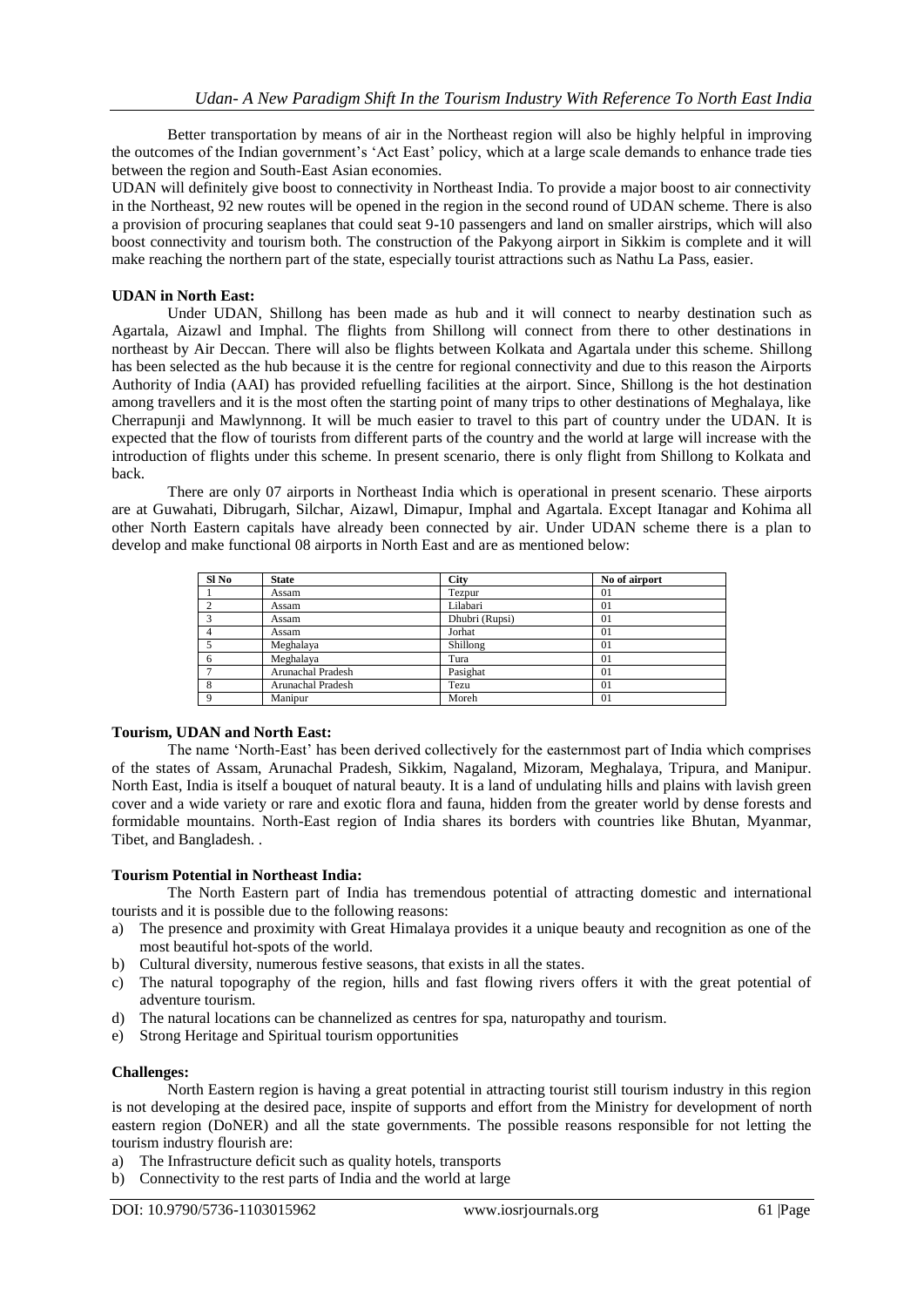Better transportation by means of air in the Northeast region will also be highly helpful in improving the outcomes of the Indian government's 'Act East' policy, which at a large scale demands to enhance trade ties between the region and South-East Asian economies.

UDAN will definitely give boost to connectivity in Northeast India. To provide a major boost to air connectivity in the Northeast, 92 new routes will be opened in the region in the second round of UDAN scheme. There is also a provision of procuring seaplanes that could seat 9-10 passengers and land on smaller airstrips, which will also boost connectivity and tourism both. The construction of the Pakyong airport in Sikkim is complete and it will make reaching the northern part of the state, especially tourist attractions such as Nathu La Pass, easier.

**UDAN in North East:**

Under UDAN, Shillong has been made as hub and it will connect to nearby destination such as Agartala, Aizawl and Imphal. The flights from Shillong will connect from there to other destinations in northeast by Air Deccan. There will also be flights between Kolkata and Agartala under this scheme. Shillong has been selected as the hub because it is the centre for regional connectivity and due to this reason the Airports Authority of India (AAI) has provided refuelling facilities at the airport. Since, Shillong is the hot destination among travellers and it is the most often the starting point of many trips to other destinations of Meghalaya, like Cherrapunji and Mawlynnong. It will be much easier to travel to this part of country under the UDAN. It is expected that the flow of tourists from different parts of the country and the world at large will increase with the introduction of flights under this scheme. In present scenario, there is only flight from Shillong to Kolkata and back.

There are only 07 airports in Northeast India which is operational in present scenario. These airports are at Guwahati, Dibrugarh, Silchar, Aizawl, Dimapur, Imphal and Agartala. Except Itanagar and Kohima all other North Eastern capitals have already been connected by air. Under UDAN scheme there is a plan to develop and make functional 08 airports in North East and are as mentioned below:

| Sl No | State | City | No of airport |
|---|---|---|---|
| 1 | Assam | Tezpur | 01 |
| 2 | Assam | Lilabari | 01 |
| 3 | Assam | Dhubri (Rupsi) | 01 |
| 4 | Assam | Jorhat | 01 |
| 5 | Meghalaya | Shillong | 01 |
| 6 | Meghalaya | Tura | 01 |
| 7 | Arunachal Pradesh | Pasighat | 01 |
| 8 | Arunachal Pradesh | Tezu | 01 |
| 9 | Manipur | Moreh | 01 |

**Tourism, UDAN and North East:**

The name 'North-East' has been derived collectively for the easternmost part of India which comprises of the states of Assam, Arunachal Pradesh, Sikkim, Nagaland, Mizoram, Meghalaya, Tripura, and Manipur. North East, India is itself a bouquet of natural beauty. It is a land of undulating hills and plains with lavish green cover and a wide variety or rare and exotic flora and fauna, hidden from the greater world by dense forests and formidable mountains. North-East region of India shares its borders with countries like Bhutan, Myanmar, Tibet, and Bangladesh. .

**Tourism Potential in Northeast India:**

The North Eastern part of India has tremendous potential of attracting domestic and international tourists and it is possible due to the following reasons:

a) The presence and proximity with Great Himalaya provides it a unique beauty and recognition as one of the most beautiful hot-spots of the world.
b) Cultural diversity, numerous festive seasons, that exists in all the states.
c) The natural topography of the region, hills and fast flowing rivers offers it with the great potential of adventure tourism.
d) The natural locations can be channelized as centres for spa, naturopathy and tourism.
e) Strong Heritage and Spiritual tourism opportunities

**Challenges:**

North Eastern region is having a great potential in attracting tourist still tourism industry in this region is not developing at the desired pace, inspite of supports and effort from the Ministry for development of north eastern region (DoNER) and all the state governments. The possible reasons responsible for not letting the tourism industry flourish are:

a) The Infrastructure deficit such as quality hotels, transports
b) Connectivity to the rest parts of India and the world at large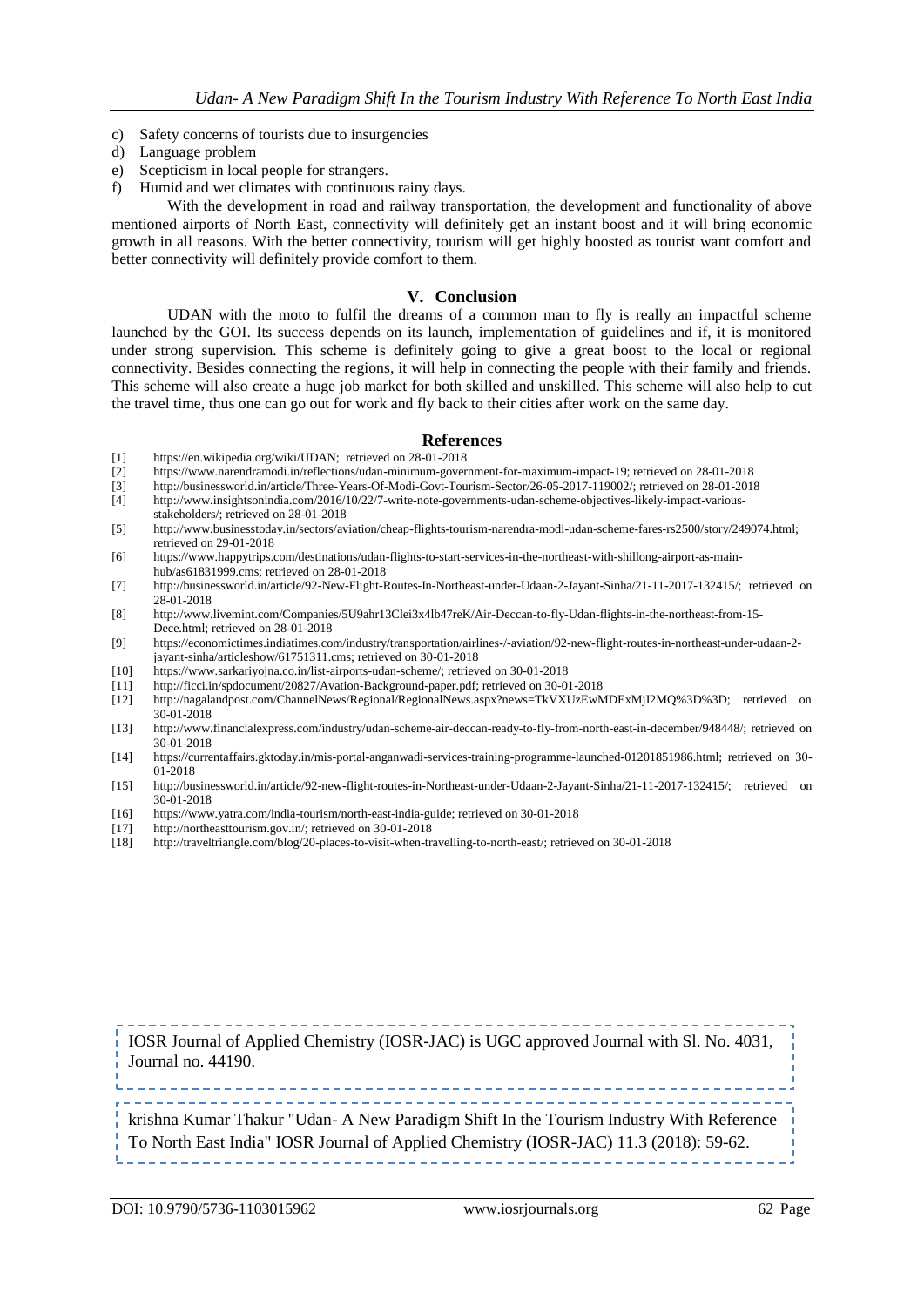c) Safety concerns of tourists due to insurgencies
d) Language problem
e) Scepticism in local people for strangers.
f) Humid and wet climates with continuous rainy days.

With the development in road and railway transportation, the development and functionality of above mentioned airports of North East, connectivity will definitely get an instant boost and it will bring economic growth in all reasons. With the better connectivity, tourism will get highly boosted as tourist want comfort and better connectivity will definitely provide comfort to them.

## V. Conclusion

UDAN with the moto to fulfil the dreams of a common man to fly is really an impactful scheme launched by the GOI. Its success depends on its launch, implementation of guidelines and if, it is monitored under strong supervision. This scheme is definitely going to give a great boost to the local or regional connectivity. Besides connecting the regions, it will help in connecting the people with their family and friends. This scheme will also create a huge job market for both skilled and unskilled. This scheme will also help to cut the travel time, thus one can go out for work and fly back to their cities after work on the same day.

## References

[1] https://en.wikipedia.org/wiki/UDAN; retrieved on 28-01-2018
[2] https://www.narendramodi.in/reflections/udan-minimum-government-for-maximum-impact-19; retrieved on 28-01-2018
[3] http://businessworld.in/article/Three-Years-Of-Modi-Govt-Tourism-Sector/26-05-2017-119002/; retrieved on 28-01-2018
[4] http://www.insightsonindia.com/2016/10/22/7-write-note-governments-udan-scheme-objectives-likely-impact-various-stakeholders/; retrieved on 28-01-2018
[5] http://www.businesstoday.in/sectors/aviation/cheap-flights-tourism-narendra-modi-udan-scheme-fares-rs2500/story/249074.html; retrieved on 29-01-2018
[6] https://www.happytrips.com/destinations/udan-flights-to-start-services-in-the-northeast-with-shillong-airport-as-main-hub/as61831999.cms; retrieved on 28-01-2018
[7] http://businessworld.in/article/92-New-Flight-Routes-In-Northeast-under-Udaan-2-Jayant-Sinha/21-11-2017-132415/; retrieved on 28-01-2018
[8] http://www.livemint.com/Companies/5U9ahr13Clei3x4lb47reK/Air-Deccan-to-fly-Udan-flights-in-the-northeast-from-15-Dece.html; retrieved on 28-01-2018
[9] https://economictimes.indiatimes.com/industry/transportation/airlines-/-aviation/92-new-flight-routes-in-northeast-under-udaan-2-jayant-sinha/articleshow/61751311.cms; retrieved on 30-01-2018
[10] https://www.sarkariyojna.co.in/list-airports-udan-scheme/; retrieved on 30-01-2018
[11] http://ficci.in/spdocument/20827/Avation-Background-paper.pdf; retrieved on 30-01-2018
[12] http://nagalandpost.com/ChannelNews/Regional/RegionalNews.aspx?news=TkVXUzEwMDExMjI2MQ%3D%3D; retrieved on 30-01-2018
[13] http://www.financialexpress.com/industry/udan-scheme-air-deccan-ready-to-fly-from-north-east-in-december/948448/; retrieved on 30-01-2018
[14] https://currentaffairs.gktoday.in/mis-portal-anganwadi-services-training-programme-launched-01201851986.html; retrieved on 30-01-2018
[15] http://businessworld.in/article/92-new-flight-routes-in-Northeast-under-Udaan-2-Jayant-Sinha/21-11-2017-132415/; retrieved on 30-01-2018
[16] https://www.yatra.com/india-tourism/north-east-india-guide; retrieved on 30-01-2018
[17] http://northeasttourism.gov.in/; retrieved on 30-01-2018
[18] http://traveltriangle.com/blog/20-places-to-visit-when-travelling-to-north-east/; retrieved on 30-01-2018

IOSR Journal of Applied Chemistry (IOSR-JAC) is UGC approved Journal with Sl. No. 4031, Journal no. 44190.

krishna Kumar Thakur "Udan- A New Paradigm Shift In the Tourism Industry With Reference To North East India" IOSR Journal of Applied Chemistry (IOSR-JAC) 11.3 (2018): 59-62.